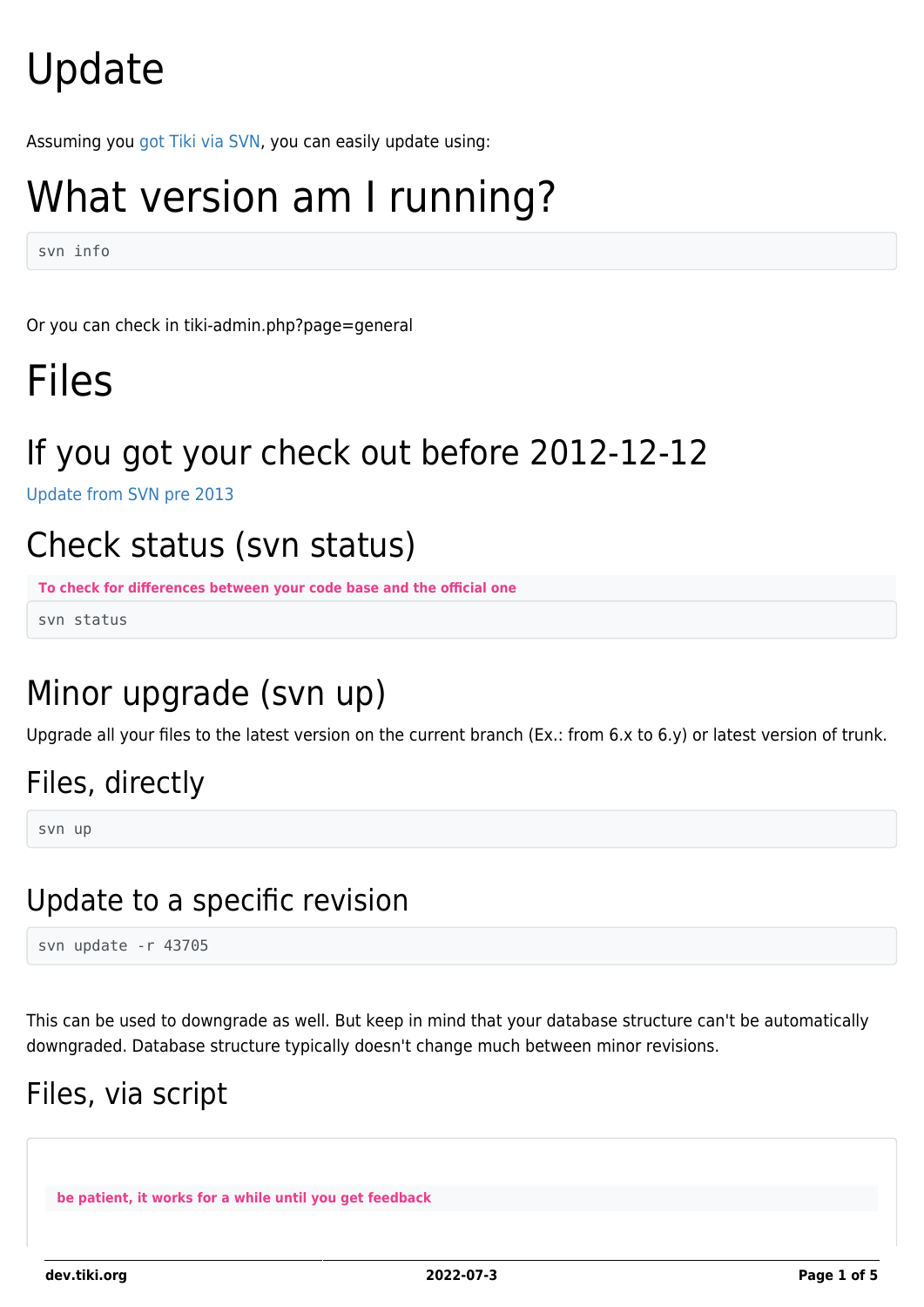# Update

Assuming you got Tiki via SVN, you can easily update using:

# What version am I running?

```
svn info
```

Or you can check in tiki-admin.php?page=general

# Files

## If you got your check out before 2012-12-12

Update from SVN pre 2013

## Check status (svn status)

**To check for differences between your code base and the official one**

```
svn status
```

## Minor upgrade (svn up)

Upgrade all your files to the latest version on the current branch (Ex.: from 6.x to 6.y) or latest version of trunk.

### Files, directly

```
svn up
```

### Update to a specific revision

```
svn update -r 43705
```

This can be used to downgrade as well. But keep in mind that your database structure can't be automatically downgraded. Database structure typically doesn't change much between minor revisions.

### Files, via script

**be patient, it works for a while until you get feedback**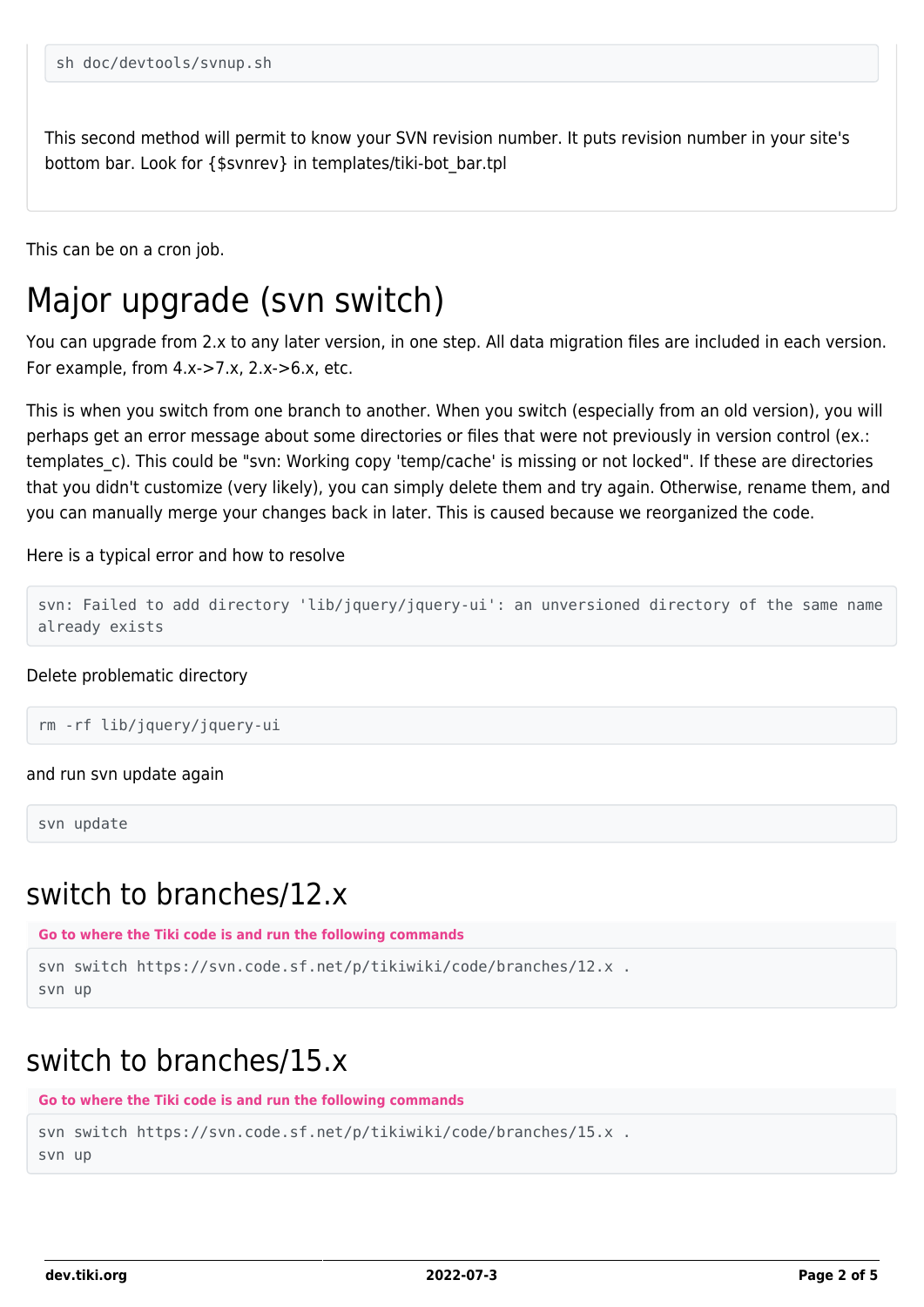```
sh doc/devtools/svnup.sh
```

This second method will permit to know your SVN revision number. It puts revision number in your site's bottom bar. Look for {$svnrev} in templates/tiki-bot_bar.tpl

This can be on a cron job.

# Major upgrade (svn switch)

You can upgrade from 2.x to any later version, in one step. All data migration files are included in each version. For example, from 4.x->7.x, 2.x->6.x, etc.

This is when you switch from one branch to another. When you switch (especially from an old version), you will perhaps get an error message about some directories or files that were not previously in version control (ex.: templates_c). This could be "svn: Working copy 'temp/cache' is missing or not locked". If these are directories that you didn't customize (very likely), you can simply delete them and try again. Otherwise, rename them, and you can manually merge your changes back in later. This is caused because we reorganized the code.

Here is a typical error and how to resolve

```
svn: Failed to add directory 'lib/jquery/jquery-ui': an unversioned directory of the same name already exists
```

Delete problematic directory

```
rm -rf lib/jquery/jquery-ui
```

and run svn update again

```
svn update
```

## switch to branches/12.x

**Go to where the Tiki code is and run the following commands**

```
svn switch https://svn.code.sf.net/p/tikiwiki/code/branches/12.x .
svn up
```

## switch to branches/15.x

**Go to where the Tiki code is and run the following commands**

```
svn switch https://svn.code.sf.net/p/tikiwiki/code/branches/15.x .
svn up
```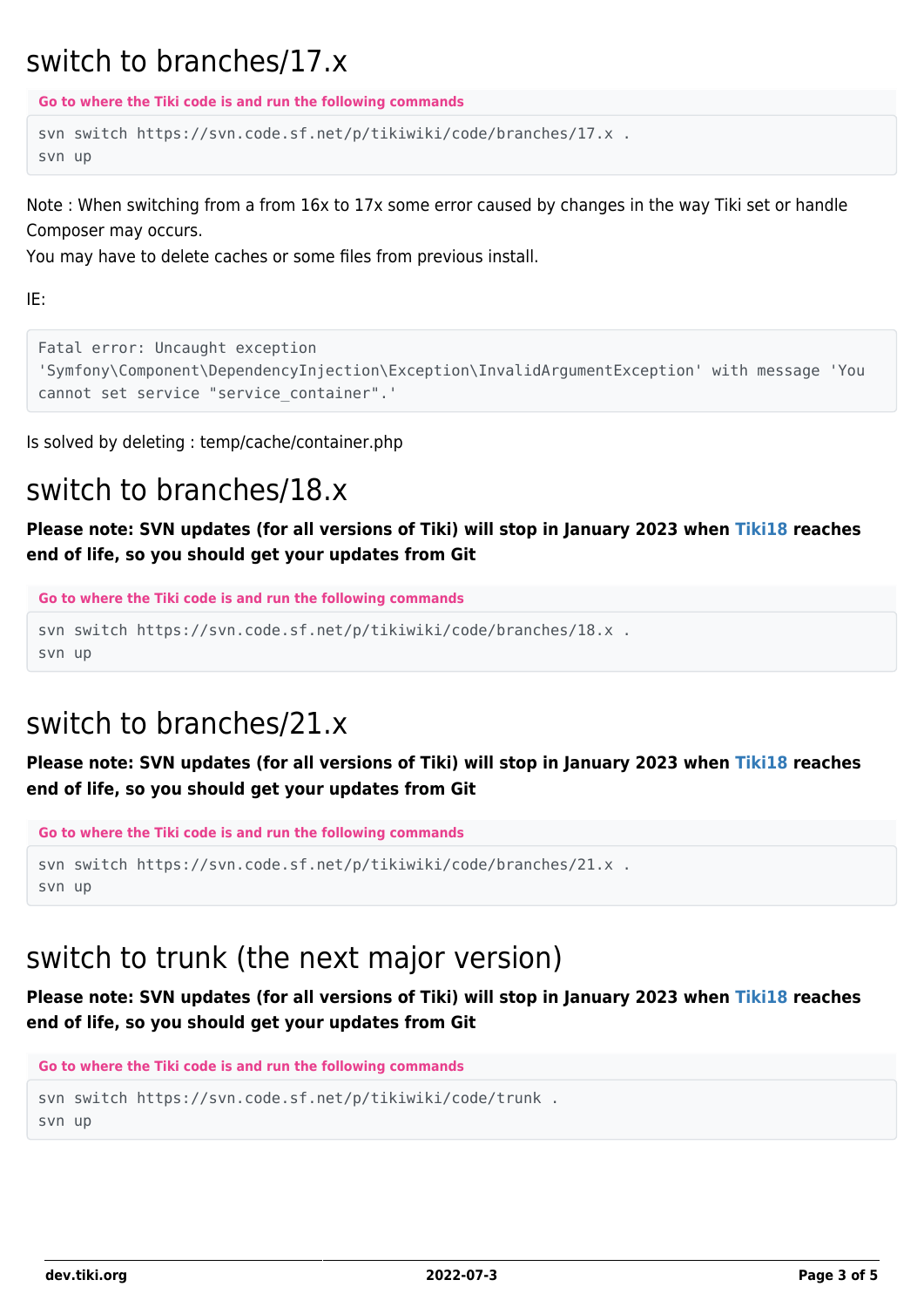# switch to branches/17.x

**Go to where the Tiki code is and run the following commands**

```
svn switch https://svn.code.sf.net/p/tikiwiki/code/branches/17.x .
svn up
```

Note : When switching from a from 16x to 17x some error caused by changes in the way Tiki set or handle Composer may occurs.
You may have to delete caches or some files from previous install.

IE:

```
Fatal error: Uncaught exception
'Symfony\Component\DependencyInjection\Exception\InvalidArgumentException' with message 'You cannot set service "service_container".'
```

Is solved by deleting : temp/cache/container.php

# switch to branches/18.x

**Please note: SVN updates (for all versions of Tiki) will stop in January 2023 when Tiki18 reaches end of life, so you should get your updates from Git**

**Go to where the Tiki code is and run the following commands**

```
svn switch https://svn.code.sf.net/p/tikiwiki/code/branches/18.x .
svn up
```

# switch to branches/21.x

**Please note: SVN updates (for all versions of Tiki) will stop in January 2023 when Tiki18 reaches end of life, so you should get your updates from Git**

**Go to where the Tiki code is and run the following commands**

```
svn switch https://svn.code.sf.net/p/tikiwiki/code/branches/21.x .
svn up
```

# switch to trunk (the next major version)

**Please note: SVN updates (for all versions of Tiki) will stop in January 2023 when Tiki18 reaches end of life, so you should get your updates from Git**

**Go to where the Tiki code is and run the following commands**

```
svn switch https://svn.code.sf.net/p/tikiwiki/code/trunk .
svn up
```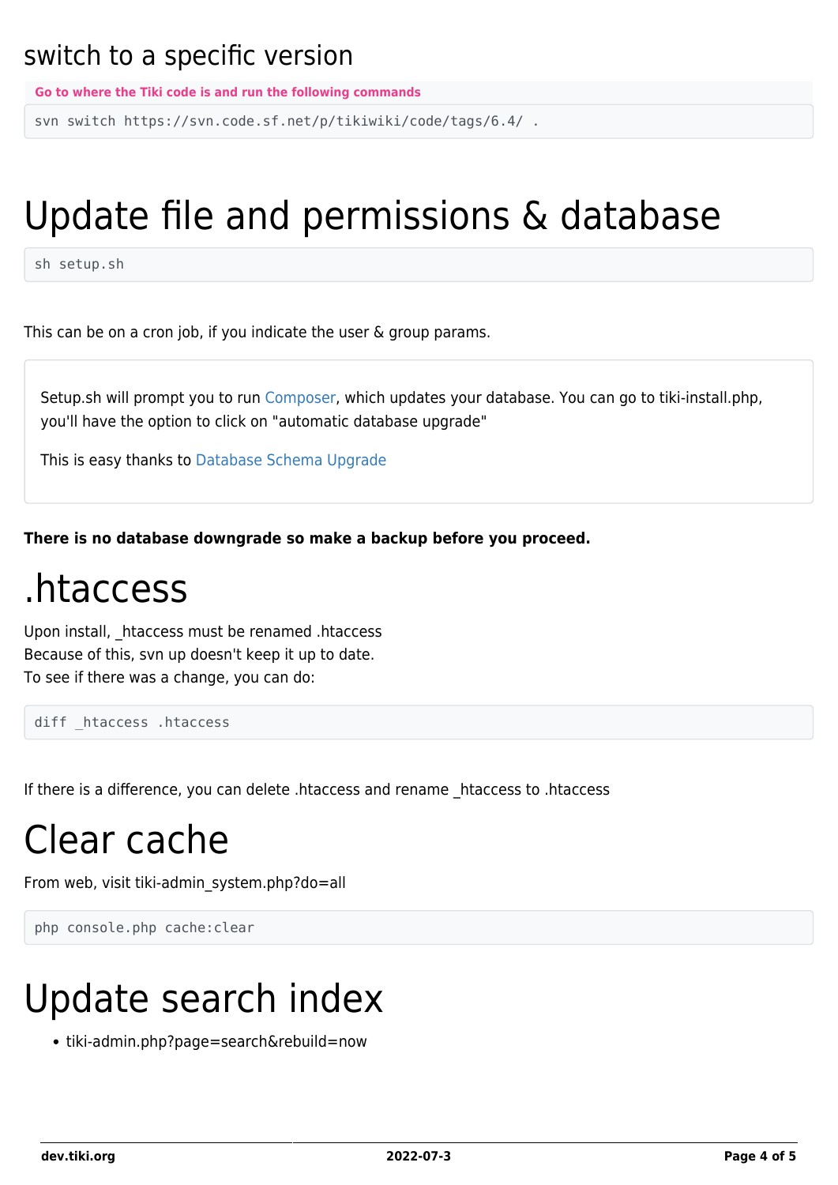## switch to a specific version

**Go to where the Tiki code is and run the following commands**

```
svn switch https://svn.code.sf.net/p/tikiwiki/code/tags/6.4/ .
```

# Update file and permissions & database

```
sh setup.sh
```

This can be on a cron job, if you indicate the user & group params.

Setup.sh will prompt you to run Composer, which updates your database. You can go to tiki-install.php, you'll have the option to click on "automatic database upgrade"

This is easy thanks to Database Schema Upgrade

**There is no database downgrade so make a backup before you proceed.**

# .htaccess

Upon install, _htaccess must be renamed .htaccess
Because of this, svn up doesn't keep it up to date.
To see if there was a change, you can do:

```
diff _htaccess .htaccess
```

If there is a difference, you can delete .htaccess and rename _htaccess to .htaccess

# Clear cache

From web, visit tiki-admin_system.php?do=all

```
php console.php cache:clear
```

# Update search index

- tiki-admin.php?page=search&rebuild=now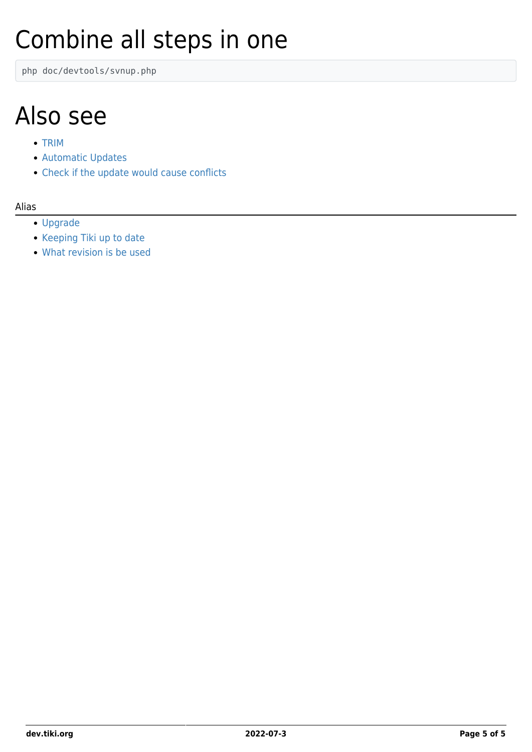# Combine all steps in one

```
php doc/devtools/svnup.php
```

# Also see

- TRIM
- Automatic Updates
- Check if the update would cause conflicts

Alias

- Upgrade
- Keeping Tiki up to date
- What revision is be used